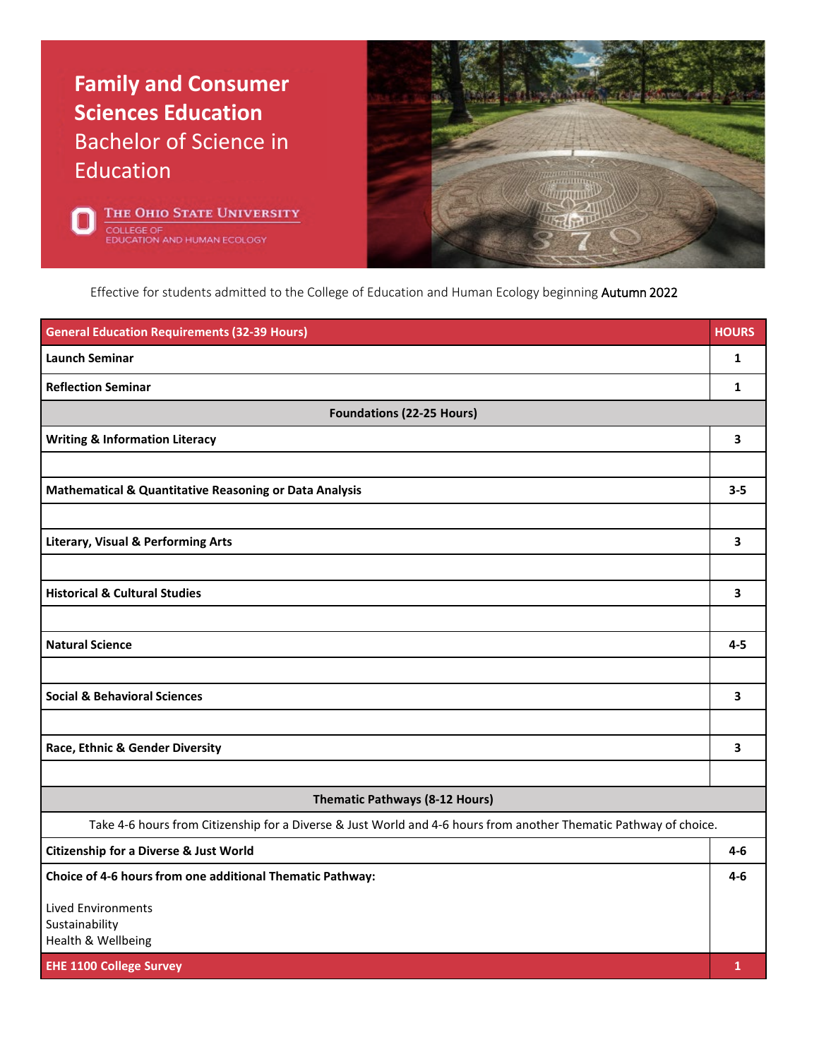# Family and Consumer Sciences Education

## Bachelor of Science in Education

The Ohio State University
College of Education and Human Ecology

Effective for students admitted to the College of Education and Human Ecology beginning Autumn 2022

| General Education Requirements (32-39 Hours) | HOURS |
|---|---|
| **Launch Seminar** | **1** |
| **Reflection Seminar** | **1** |
| **Foundations (22-25 Hours)** | |
| **Writing & Information Literacy** | **3** |
| | |
| **Mathematical & Quantitative Reasoning or Data Analysis** | **3-5** |
| | |
| **Literary, Visual & Performing Arts** | **3** |
| | |
| **Historical & Cultural Studies** | **3** |
| | |
| **Natural Science** | **4-5** |
| | |
| **Social & Behavioral Sciences** | **3** |
| | |
| **Race, Ethnic & Gender Diversity** | **3** |
| | |
| **Thematic Pathways (8-12 Hours)** | |
| Take 4-6 hours from Citizenship for a Diverse & Just World and 4-6 hours from another Thematic Pathway of choice. | |
| **Citizenship for a Diverse & Just World** | **4-6** |
| **Choice of 4-6 hours from one additional Thematic Pathway:** Lived Environments, Sustainability, Health & Wellbeing | **4-6** |
| **EHE 1100 College Survey** | **1** |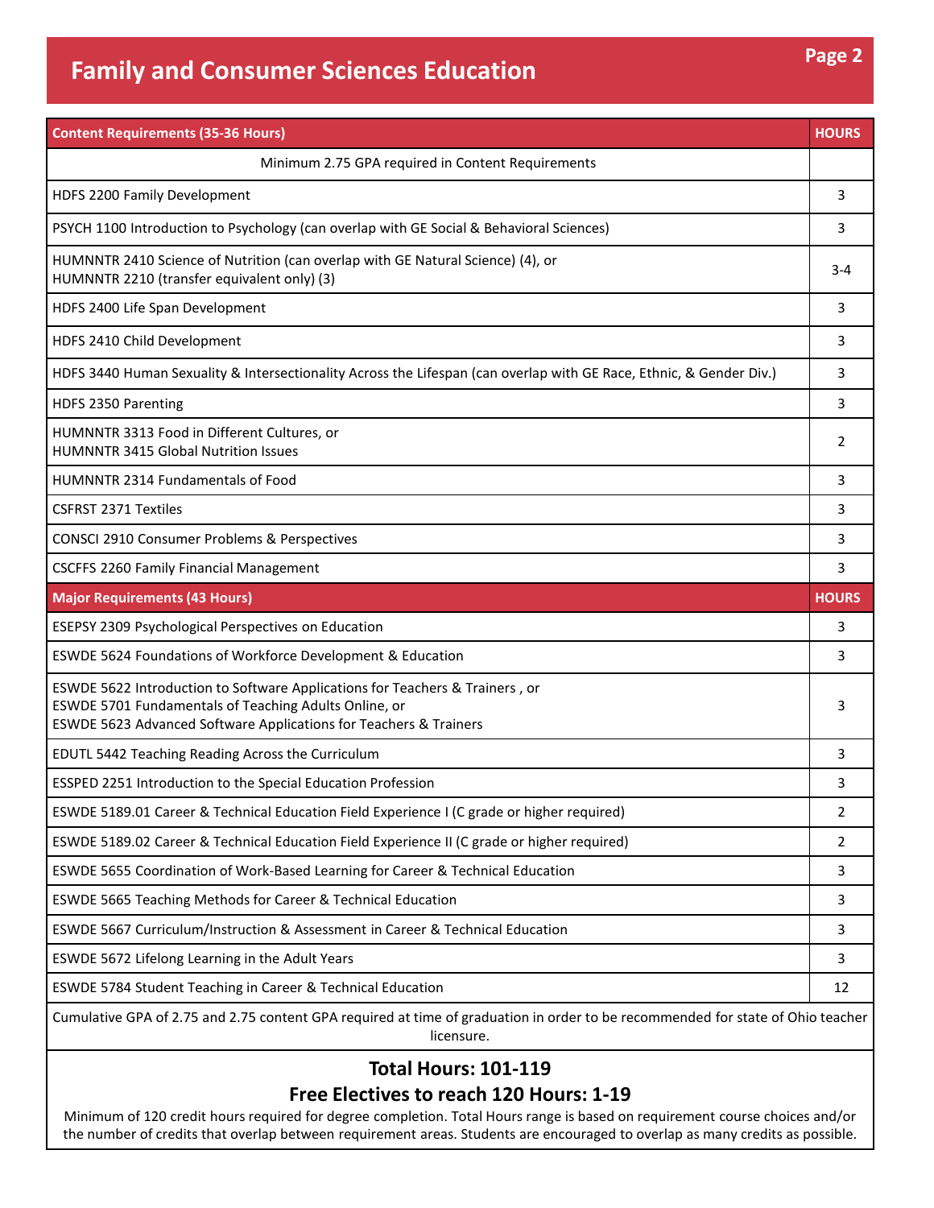# Family and Consumer Sciences Education

| Content Requirements (35-36 Hours) | HOURS |
| --- | --- |
| Minimum 2.75 GPA required in Content Requirements | |
| HDFS 2200 Family Development | 3 |
| PSYCH 1100 Introduction to Psychology (can overlap with GE Social & Behavioral Sciences) | 3 |
| HUMNNTR 2410 Science of Nutrition (can overlap with GE Natural Science) (4), or<br>HUMNNTR 2210 (transfer equivalent only) (3) | 3-4 |
| HDFS 2400 Life Span Development | 3 |
| HDFS 2410 Child Development | 3 |
| HDFS 3440 Human Sexuality & Intersectionality Across the Lifespan (can overlap with GE Race, Ethnic, & Gender Div.) | 3 |
| HDFS 2350 Parenting | 3 |
| HUMNNTR 3313 Food in Different Cultures, or<br>HUMNNTR 3415 Global Nutrition Issues | 2 |
| HUMNNTR 2314 Fundamentals of Food | 3 |
| CSFRST 2371 Textiles | 3 |
| CONSCI 2910 Consumer Problems & Perspectives | 3 |
| CSCFFS 2260 Family Financial Management | 3 |
| **Major Requirements (43 Hours)** | **HOURS** |
| ESEPSY 2309 Psychological Perspectives on Education | 3 |
| ESWDE 5624 Foundations of Workforce Development & Education | 3 |
| ESWDE 5622 Introduction to Software Applications for Teachers & Trainers , or<br>ESWDE 5701 Fundamentals of Teaching Adults Online, or<br>ESWDE 5623 Advanced Software Applications for Teachers & Trainers | 3 |
| EDUTL 5442 Teaching Reading Across the Curriculum | 3 |
| ESSPED 2251 Introduction to the Special Education Profession | 3 |
| ESWDE 5189.01 Career & Technical Education Field Experience I (C grade or higher required) | 2 |
| ESWDE 5189.02 Career & Technical Education Field Experience II (C grade or higher required) | 2 |
| ESWDE 5655 Coordination of Work-Based Learning for Career & Technical Education | 3 |
| ESWDE 5665 Teaching Methods for Career & Technical Education | 3 |
| ESWDE 5667 Curriculum/Instruction & Assessment in Career & Technical Education | 3 |
| ESWDE 5672 Lifelong Learning in the Adult Years | 3 |
| ESWDE 5784 Student Teaching in Career & Technical Education | 12 |

Cumulative GPA of 2.75 and 2.75 content GPA required at time of graduation in order to be recommended for state of Ohio teacher licensure.

**Total Hours: 101-119**

**Free Electives to reach 120 Hours: 1-19**

Minimum of 120 credit hours required for degree completion. Total Hours range is based on requirement course choices and/or the number of credits that overlap between requirement areas. Students are encouraged to overlap as many credits as possible.